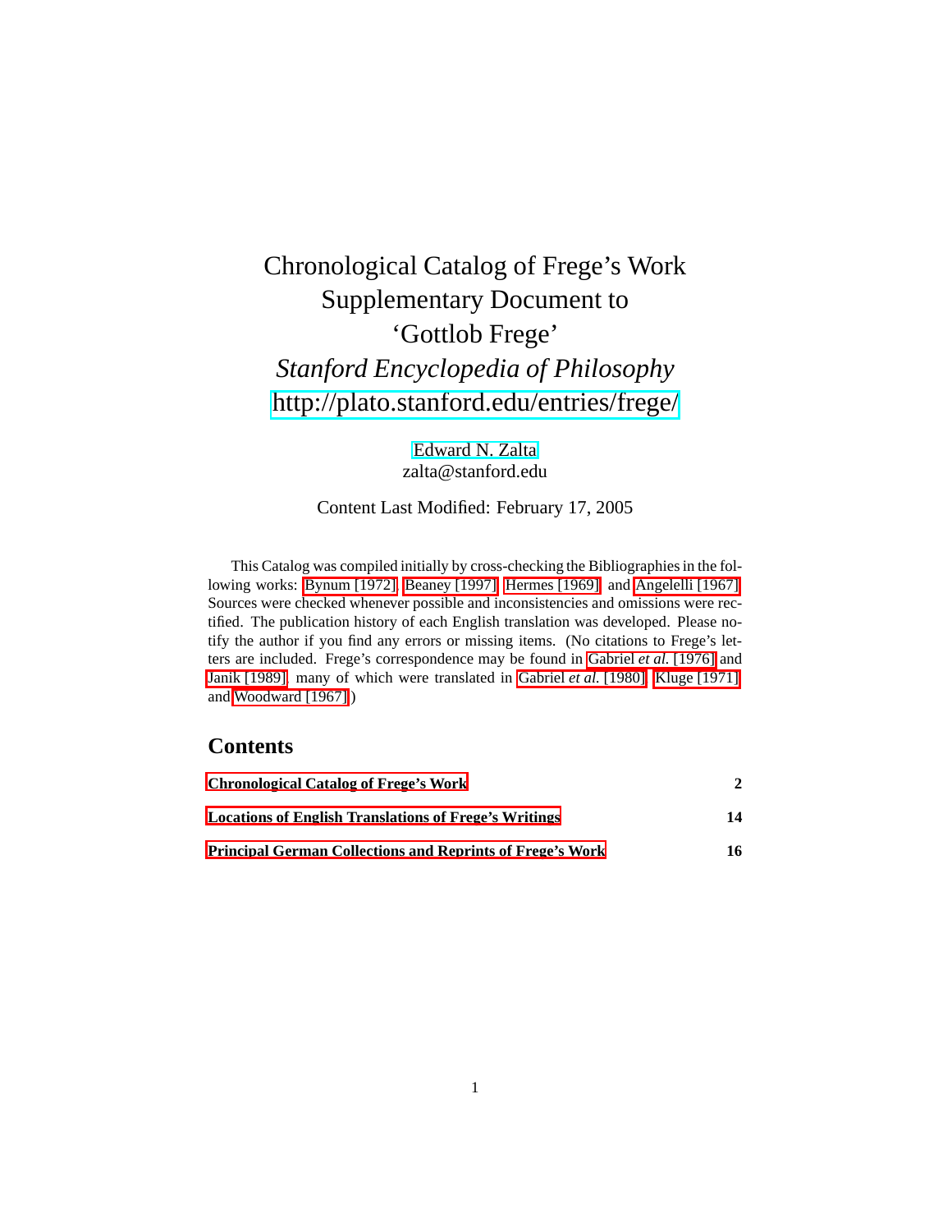# Chronological Catalog of Frege's Work
# Supplementary Document to 'Gottlob Frege'
# *Stanford Encyclopedia of Philosophy*
# http://plato.stanford.edu/entries/frege/

Edward N. Zalta
zalta@stanford.edu

Content Last Modified: February 17, 2005

This Catalog was compiled initially by cross-checking the Bibliographies in the following works: Bynum [1972], Beaney [1997], Hermes [1969], and Angelelli [1967]. Sources were checked whenever possible and inconsistencies and omissions were rectified. The publication history of each English translation was developed. Please notify the author if you find any errors or missing items. (No citations to Frege's letters are included. Frege's correspondence may be found in Gabriel *et al.* [1976] and Janik [1989], many of which were translated in Gabriel *et al.* [1980], Kluge [1971], and Woodward [1967].)

## Contents

| | |
|---|---|
| **Chronological Catalog of Frege's Work** | **2** |
| **Locations of English Translations of Frege's Writings** | **14** |
| **Principal German Collections and Reprints of Frege's Work** | **16** |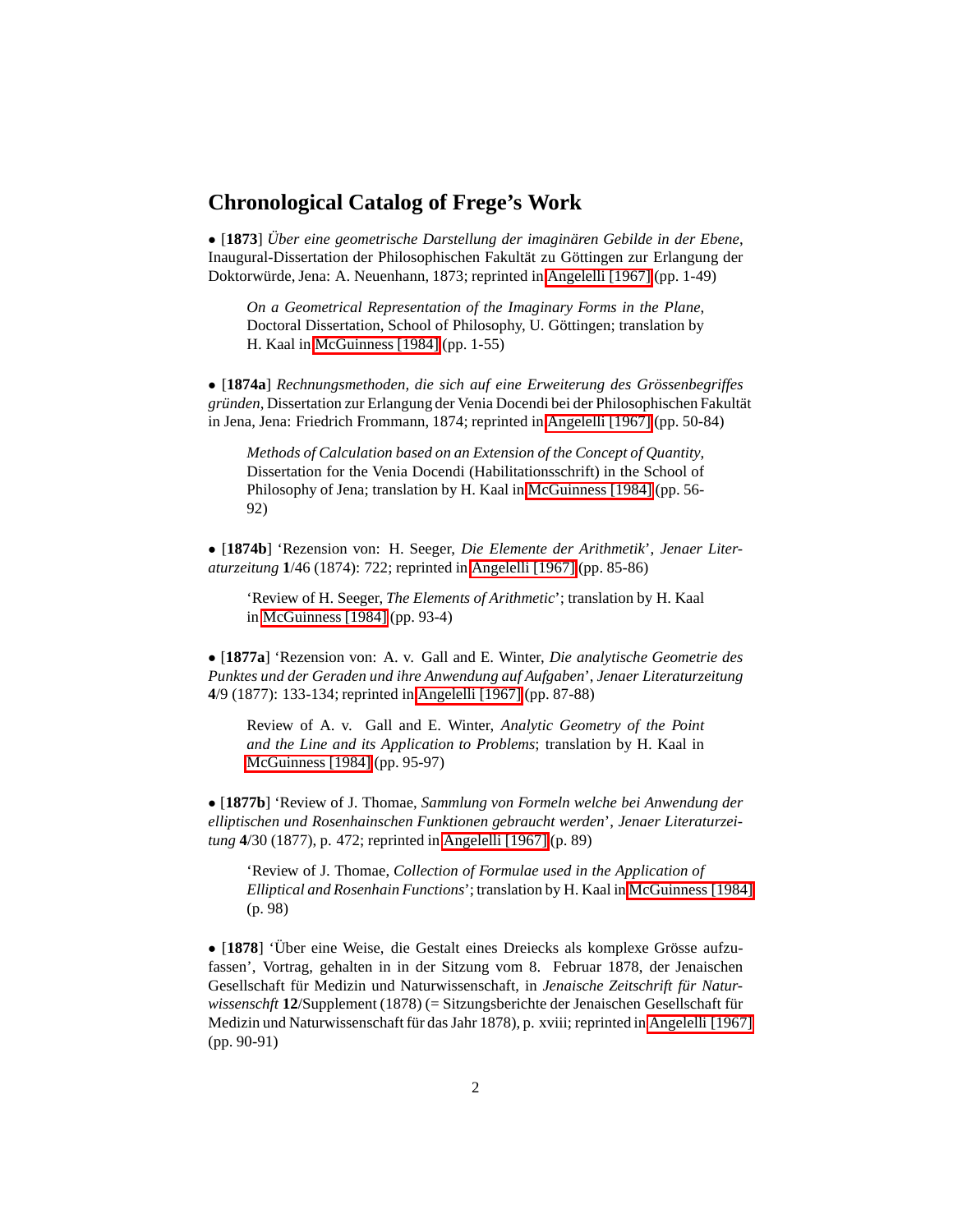## Chronological Catalog of Frege's Work

• [**1873**] *Über eine geometrische Darstellung der imaginären Gebilde in der Ebene*, Inaugural-Dissertation der Philosophischen Fakultät zu Göttingen zur Erlangung der Doktorwürde, Jena: A. Neuenhann, 1873; reprinted in Angelelli [1967] (pp. 1-49)

> *On a Geometrical Representation of the Imaginary Forms in the Plane*, Doctoral Dissertation, School of Philosophy, U. Göttingen; translation by H. Kaal in McGuinness [1984] (pp. 1-55)

• [**1874a**] *Rechnungsmethoden, die sich auf eine Erweiterung des Grössenbegriffes gründen*, Dissertation zur Erlangung der Venia Docendi bei der Philosophischen Fakultät in Jena, Jena: Friedrich Frommann, 1874; reprinted in Angelelli [1967] (pp. 50-84)

> *Methods of Calculation based on an Extension of the Concept of Quantity*, Dissertation for the Venia Docendi (Habilitationsschrift) in the School of Philosophy of Jena; translation by H. Kaal in McGuinness [1984] (pp. 56-92)

• [**1874b**] 'Rezension von: H. Seeger, *Die Elemente der Arithmetik*', *Jenaer Literaturzeitung* **1**/46 (1874): 722; reprinted in Angelelli [1967] (pp. 85-86)

> 'Review of H. Seeger, *The Elements of Arithmetic*'; translation by H. Kaal in McGuinness [1984] (pp. 93-4)

• [**1877a**] 'Rezension von: A. v. Gall and E. Winter, *Die analytische Geometrie des Punktes und der Geraden und ihre Anwendung auf Aufgaben*', *Jenaer Literaturzeitung* **4**/9 (1877): 133-134; reprinted in Angelelli [1967] (pp. 87-88)

> Review of A. v. Gall and E. Winter, *Analytic Geometry of the Point and the Line and its Application to Problems*; translation by H. Kaal in McGuinness [1984] (pp. 95-97)

• [**1877b**] 'Review of J. Thomae, *Sammlung von Formeln welche bei Anwendung der elliptischen und Rosenhainschen Funktionen gebraucht werden*', *Jenaer Literaturzeitung* **4**/30 (1877), p. 472; reprinted in Angelelli [1967] (p. 89)

> 'Review of J. Thomae, *Collection of Formulae used in the Application of Elliptical and Rosenhain Functions*'; translation by H. Kaal in McGuinness [1984] (p. 98)

• [**1878**] 'Über eine Weise, die Gestalt eines Dreiecks als komplexe Grösse aufzufassen', Vortrag, gehalten in in der Sitzung vom 8. Februar 1878, der Jenaischen Gesellschaft für Medizin und Naturwissenschaft, in *Jenaische Zeitschrift für Naturwissenschft* **12**/Supplement (1878) (= Sitzungsberichte der Jenaischen Gesellschaft für Medizin und Naturwissenschaft für das Jahr 1878), p. xviii; reprinted in Angelelli [1967] (pp. 90-91)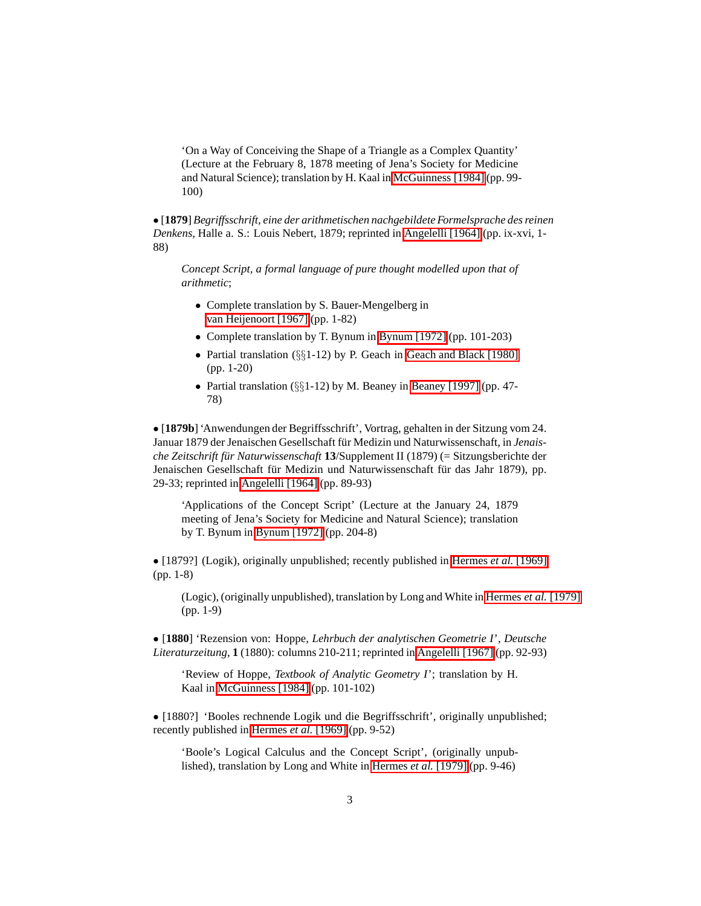'On a Way of Conceiving the Shape of a Triangle as a Complex Quantity' (Lecture at the February 8, 1878 meeting of Jena's Society for Medicine and Natural Science); translation by H. Kaal in McGuinness [1984] (pp. 99-100)

• [**1879**] *Begriffsschrift, eine der arithmetischen nachgebildete Formelsprache des reinen Denkens*, Halle a. S.: Louis Nebert, 1879; reprinted in Angelelli [1964] (pp. ix-xvi, 1-88)

> *Concept Script, a formal language of pure thought modelled upon that of arithmetic*;
>
> - Complete translation by S. Bauer-Mengelberg in van Heijenoort [1967] (pp. 1-82)
> - Complete translation by T. Bynum in Bynum [1972] (pp. 101-203)
> - Partial translation (§§1-12) by P. Geach in Geach and Black [1980] (pp. 1-20)
> - Partial translation (§§1-12) by M. Beaney in Beaney [1997] (pp. 47-78)

• [**1879b**] 'Anwendungen der Begriffsschrift', Vortrag, gehalten in der Sitzung vom 24. Januar 1879 der Jenaischen Gesellschaft für Medizin und Naturwissenschaft, in *Jenaische Zeitschrift für Naturwissenschaft* **13**/Supplement II (1879) (= Sitzungsberichte der Jenaischen Gesellschaft für Medizin und Naturwissenschaft für das Jahr 1879), pp. 29-33; reprinted in Angelelli [1964] (pp. 89-93)

> 'Applications of the Concept Script' (Lecture at the January 24, 1879 meeting of Jena's Society for Medicine and Natural Science); translation by T. Bynum in Bynum [1972] (pp. 204-8)

• [1879?] (Logik), originally unpublished; recently published in Hermes *et al.* [1969] (pp. 1-8)

> (Logic), (originally unpublished), translation by Long and White in Hermes *et al.* [1979] (pp. 1-9)

• [**1880**] 'Rezension von: Hoppe, *Lehrbuch der analytischen Geometrie I*', *Deutsche Literaturzeitung*, **1** (1880): columns 210-211; reprinted in Angelelli [1967] (pp. 92-93)

> 'Review of Hoppe, *Textbook of Analytic Geometry I*'; translation by H. Kaal in McGuinness [1984] (pp. 101-102)

• [1880?] 'Booles rechnende Logik und die Begriffsschrift', originally unpublished; recently published in Hermes *et al.* [1969] (pp. 9-52)

> 'Boole's Logical Calculus and the Concept Script', (originally unpublished), translation by Long and White in Hermes *et al.* [1979] (pp. 9-46)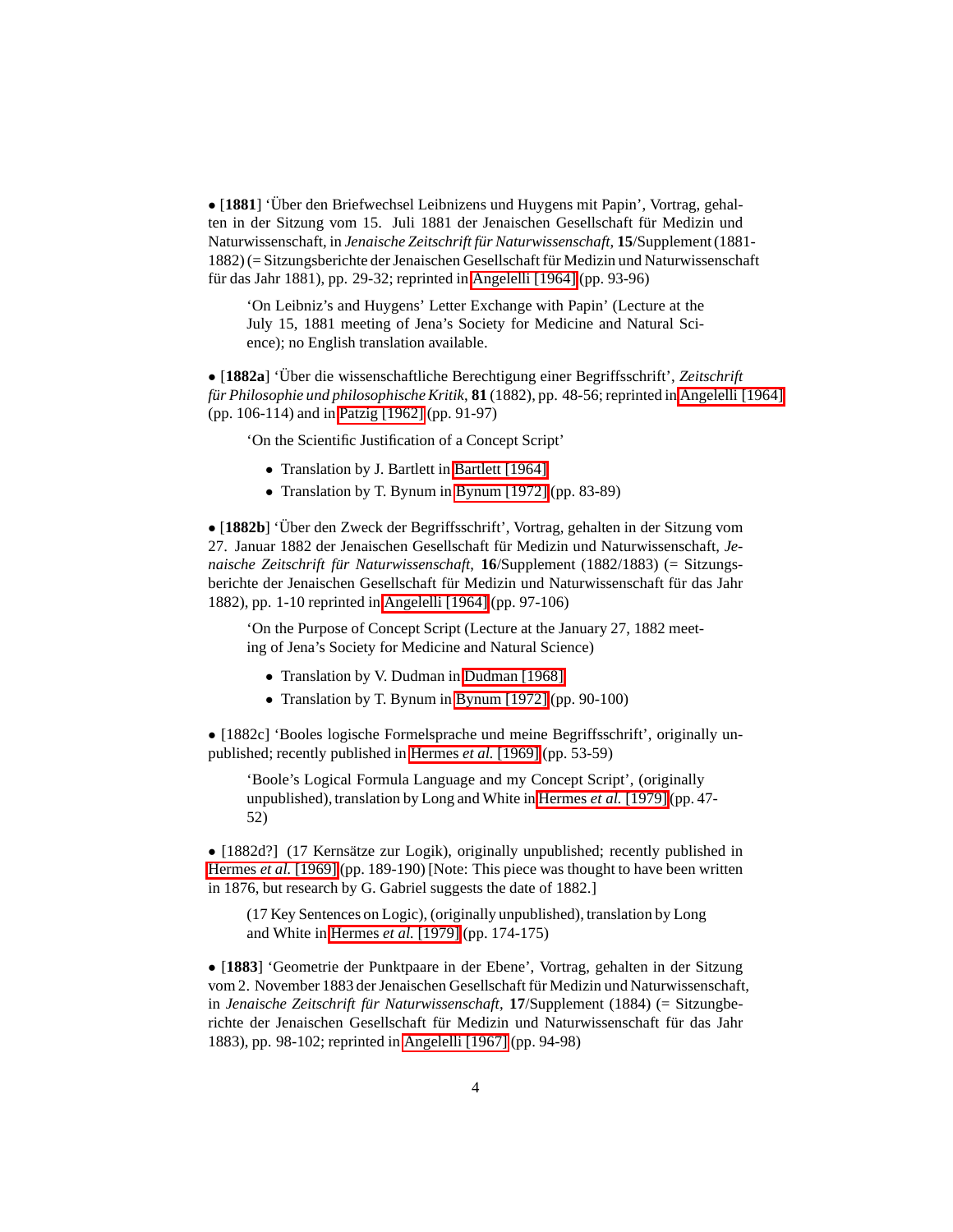• [**1881**] 'Über den Briefwechsel Leibnizens und Huygens mit Papin', Vortrag, gehalten in der Sitzung vom 15. Juli 1881 der Jenaischen Gesellschaft für Medizin und Naturwissenschaft, in *Jenaische Zeitschrift für Naturwissenschaft*, **15**/Supplement (1881-1882) (= Sitzungsberichte der Jenaischen Gesellschaft für Medizin und Naturwissenschaft für das Jahr 1881), pp. 29-32; reprinted in Angelelli [1964] (pp. 93-96)

> 'On Leibniz's and Huygens' Letter Exchange with Papin' (Lecture at the July 15, 1881 meeting of Jena's Society for Medicine and Natural Science); no English translation available.

• [**1882a**] 'Über die wissenschaftliche Berechtigung einer Begriffsschrift', *Zeitschrift für Philosophie und philosophische Kritik*, **81** (1882), pp. 48-56; reprinted in Angelelli [1964] (pp. 106-114) and in Patzig [1962] (pp. 91-97)

> 'On the Scientific Justification of a Concept Script'
>
> - Translation by J. Bartlett in Bartlett [1964]
> - Translation by T. Bynum in Bynum [1972] (pp. 83-89)

• [**1882b**] 'Über den Zweck der Begriffsschrift', Vortrag, gehalten in der Sitzung vom 27. Januar 1882 der Jenaischen Gesellschaft für Medizin und Naturwissenschaft, *Jenaische Zeitschrift für Naturwissenschaft*, **16**/Supplement (1882/1883) (= Sitzungsberichte der Jenaischen Gesellschaft für Medizin und Naturwissenschaft für das Jahr 1882), pp. 1-10 reprinted in Angelelli [1964] (pp. 97-106)

> 'On the Purpose of Concept Script (Lecture at the January 27, 1882 meeting of Jena's Society for Medicine and Natural Science)
>
> - Translation by V. Dudman in Dudman [1968]
> - Translation by T. Bynum in Bynum [1972] (pp. 90-100)

• [1882c] 'Booles logische Formelsprache und meine Begriffsschrift', originally unpublished; recently published in Hermes *et al.* [1969] (pp. 53-59)

> 'Boole's Logical Formula Language and my Concept Script', (originally unpublished), translation by Long and White in Hermes *et al.* [1979] (pp. 47-52)

• [1882d?] (17 Kernsätze zur Logik), originally unpublished; recently published in Hermes *et al.* [1969] (pp. 189-190) [Note: This piece was thought to have been written in 1876, but research by G. Gabriel suggests the date of 1882.]

> (17 Key Sentences on Logic), (originally unpublished), translation by Long and White in Hermes *et al.* [1979] (pp. 174-175)

• [**1883**] 'Geometrie der Punktpaare in der Ebene', Vortrag, gehalten in der Sitzung vom 2. November 1883 der Jenaischen Gesellschaft für Medizin und Naturwissenschaft, in *Jenaische Zeitschrift für Naturwissenschaft*, **17**/Supplement (1884) (= Sitzungberichte der Jenaischen Gesellschaft für Medizin und Naturwissenschaft für das Jahr 1883), pp. 98-102; reprinted in Angelelli [1967] (pp. 94-98)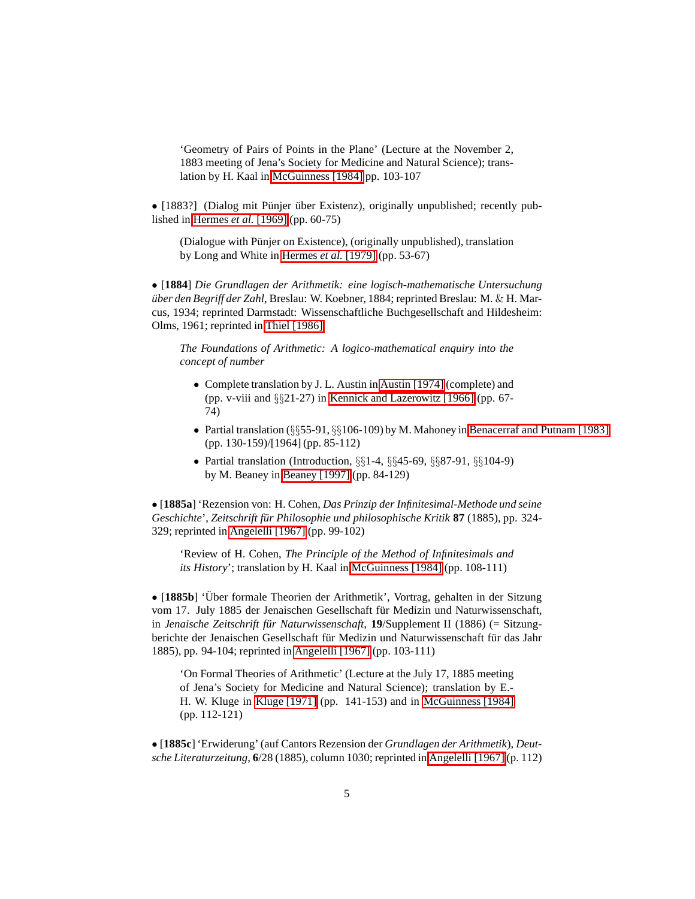> 'Geometry of Pairs of Points in the Plane' (Lecture at the November 2, 1883 meeting of Jena's Society for Medicine and Natural Science); translation by H. Kaal in McGuinness [1984] pp. 103-107

• [1883?] (Dialog mit Pünjer über Existenz), originally unpublished; recently published in Hermes *et al.* [1969] (pp. 60-75)

> (Dialogue with Pünjer on Existence), (originally unpublished), translation by Long and White in Hermes *et al.* [1979] (pp. 53-67)

• [**1884**] *Die Grundlagen der Arithmetik: eine logisch-mathematische Untersuchung über den Begriff der Zahl*, Breslau: W. Koebner, 1884; reprinted Breslau: M. & H. Marcus, 1934; reprinted Darmstadt: Wissenschaftliche Buchgesellschaft and Hildesheim: Olms, 1961; reprinted in Thiel [1986]

> *The Foundations of Arithmetic: A logico-mathematical enquiry into the concept of number*
>
> - Complete translation by J. L. Austin in Austin [1974] (complete) and (pp. v-viii and §§21-27) in Kennick and Lazerowitz [1966] (pp. 67-74)
> - Partial translation (§§55-91, §§106-109) by M. Mahoney in Benacerraf and Putnam [1983] (pp. 130-159)/[1964] (pp. 85-112)
> - Partial translation (Introduction, §§1-4, §§45-69, §§87-91, §§104-9) by M. Beaney in Beaney [1997] (pp. 84-129)

• [**1885a**] 'Rezension von: H. Cohen, *Das Prinzip der Infinitesimal-Methode und seine Geschichte*', *Zeitschrift für Philosophie und philosophische Kritik* **87** (1885), pp. 324-329; reprinted in Angelelli [1967] (pp. 99-102)

> 'Review of H. Cohen, *The Principle of the Method of Infinitesimals and its History*'; translation by H. Kaal in McGuinness [1984] (pp. 108-111)

• [**1885b**] 'Über formale Theorien der Arithmetik', Vortrag, gehalten in der Sitzung vom 17. July 1885 der Jenaischen Gesellschaft für Medizin und Naturwissenschaft, in *Jenaische Zeitschrift für Naturwissenschaft*, **19**/Supplement II (1886) (= Sitzungberichte der Jenaischen Gesellschaft für Medizin und Naturwissenschaft für das Jahr 1885), pp. 94-104; reprinted in Angelelli [1967] (pp. 103-111)

> 'On Formal Theories of Arithmetic' (Lecture at the July 17, 1885 meeting of Jena's Society for Medicine and Natural Science); translation by E.-H. W. Kluge in Kluge [1971] (pp. 141-153) and in McGuinness [1984] (pp. 112-121)

• [**1885c**] 'Erwiderung' (auf Cantors Rezension der *Grundlagen der Arithmetik*), *Deutsche Literaturzeitung*, **6**/28 (1885), column 1030; reprinted in Angelelli [1967] (p. 112)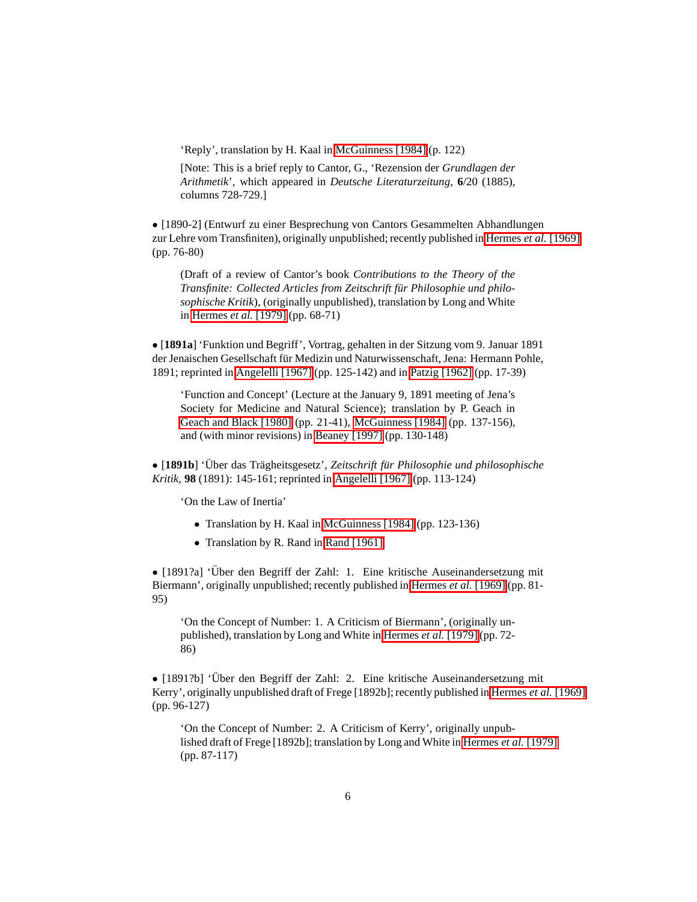'Reply', translation by H. Kaal in McGuinness [1984] (p. 122)

[Note: This is a brief reply to Cantor, G., 'Rezension der *Grundlagen der Arithmetik*', which appeared in *Deutsche Literaturzeitung*, **6**/20 (1885), columns 728-729.]

• [1890-2] (Entwurf zu einer Besprechung von Cantors Gesammelten Abhandlungen zur Lehre vom Transfiniten), originally unpublished; recently published in Hermes *et al.* [1969] (pp. 76-80)

> (Draft of a review of Cantor's book *Contributions to the Theory of the Transfinite: Collected Articles from Zeitschrift für Philosophie und philosophische Kritik*), (originally unpublished), translation by Long and White in Hermes *et al.* [1979] (pp. 68-71)

• [**1891a**] 'Funktion und Begriff', Vortrag, gehalten in der Sitzung vom 9. Januar 1891 der Jenaischen Gesellschaft für Medizin und Naturwissenschaft, Jena: Hermann Pohle, 1891; reprinted in Angelelli [1967] (pp. 125-142) and in Patzig [1962] (pp. 17-39)

> 'Function and Concept' (Lecture at the January 9, 1891 meeting of Jena's Society for Medicine and Natural Science); translation by P. Geach in Geach and Black [1980] (pp. 21-41), McGuinness [1984] (pp. 137-156), and (with minor revisions) in Beaney [1997] (pp. 130-148)

• [**1891b**] 'Über das Trägheitsgesetz', *Zeitschrift für Philosophie und philosophische Kritik*, **98** (1891): 145-161; reprinted in Angelelli [1967] (pp. 113-124)

> 'On the Law of Inertia'
>
> - Translation by H. Kaal in McGuinness [1984] (pp. 123-136)
> - Translation by R. Rand in Rand [1961]

• [1891?a] 'Über den Begriff der Zahl: 1. Eine kritische Auseinandersetzung mit Biermann', originally unpublished; recently published in Hermes *et al.* [1969] (pp. 81-95)

> 'On the Concept of Number: 1. A Criticism of Biermann', (originally unpublished), translation by Long and White in Hermes *et al.* [1979] (pp. 72-86)

• [1891?b] 'Über den Begriff der Zahl: 2. Eine kritische Auseinandersetzung mit Kerry', originally unpublished draft of Frege [1892b]; recently published in Hermes *et al.* [1969] (pp. 96-127)

> 'On the Concept of Number: 2. A Criticism of Kerry', originally unpublished draft of Frege [1892b]; translation by Long and White in Hermes *et al.* [1979] (pp. 87-117)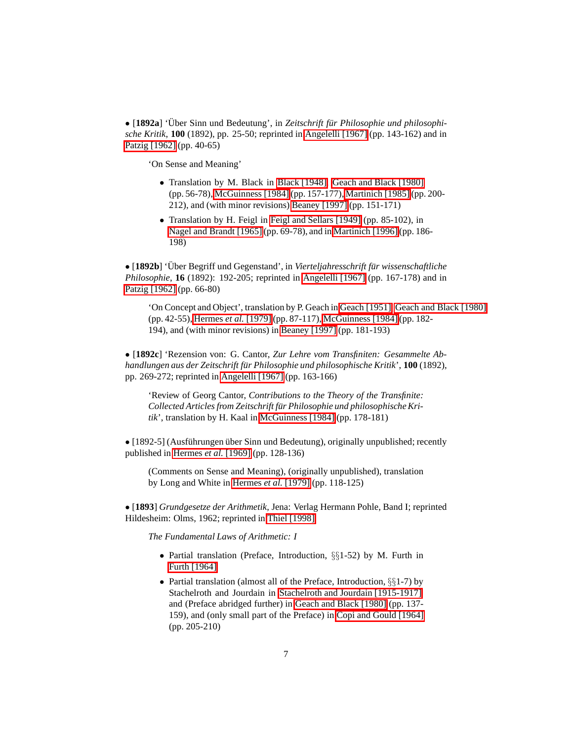• [**1892a**] 'Über Sinn und Bedeutung', in *Zeitschrift für Philosophie und philosophische Kritik*, **100** (1892), pp. 25-50; reprinted in Angelelli [1967] (pp. 143-162) and in Patzig [1962] (pp. 40-65)

> 'On Sense and Meaning'
>
> - Translation by M. Black in Black [1948], Geach and Black [1980] (pp. 56-78), McGuinness [1984] (pp. 157-177), Martinich [1985] (pp. 200-212), and (with minor revisions) Beaney [1997] (pp. 151-171)
> - Translation by H. Feigl in Feigl and Sellars [1949] (pp. 85-102), in Nagel and Brandt [1965] (pp. 69-78), and in Martinich [1996] (pp. 186-198)

• [**1892b**] 'Über Begriff und Gegenstand', in *Vierteljahresschrift für wissenschaftliche Philosophie*, **16** (1892): 192-205; reprinted in Angelelli [1967] (pp. 167-178) and in Patzig [1962] (pp. 66-80)

> 'On Concept and Object', translation by P. Geach in Geach [1951], Geach and Black [1980] (pp. 42-55), Hermes *et al.* [1979] (pp. 87-117), McGuinness [1984] (pp. 182-194), and (with minor revisions) in Beaney [1997] (pp. 181-193)

• [**1892c**] 'Rezension von: G. Cantor, *Zur Lehre vom Transfiniten: Gesammelte Abhandlungen aus der Zeitschrift für Philosophie und philosophische Kritik*', **100** (1892), pp. 269-272; reprinted in Angelelli [1967] (pp. 163-166)

> 'Review of Georg Cantor, *Contributions to the Theory of the Transfinite: Collected Articles from Zeitschrift für Philosophie und philosophische Kritik*', translation by H. Kaal in McGuinness [1984] (pp. 178-181)

• [1892-5] (Ausführungen über Sinn und Bedeutung), originally unpublished; recently published in Hermes *et al.* [1969] (pp. 128-136)

> (Comments on Sense and Meaning), (originally unpublished), translation by Long and White in Hermes *et al.* [1979] (pp. 118-125)

• [**1893**] *Grundgesetze der Arithmetik*, Jena: Verlag Hermann Pohle, Band I; reprinted Hildesheim: Olms, 1962; reprinted in Thiel [1998]

> *The Fundamental Laws of Arithmetic: I*
>
> - Partial translation (Preface, Introduction, §§1-52) by M. Furth in Furth [1964]
> - Partial translation (almost all of the Preface, Introduction, §§1-7) by Stachelroth and Jourdain in Stachelroth and Jourdain [1915-1917] and (Preface abridged further) in Geach and Black [1980] (pp. 137-159), and (only small part of the Preface) in Copi and Gould [1964] (pp. 205-210)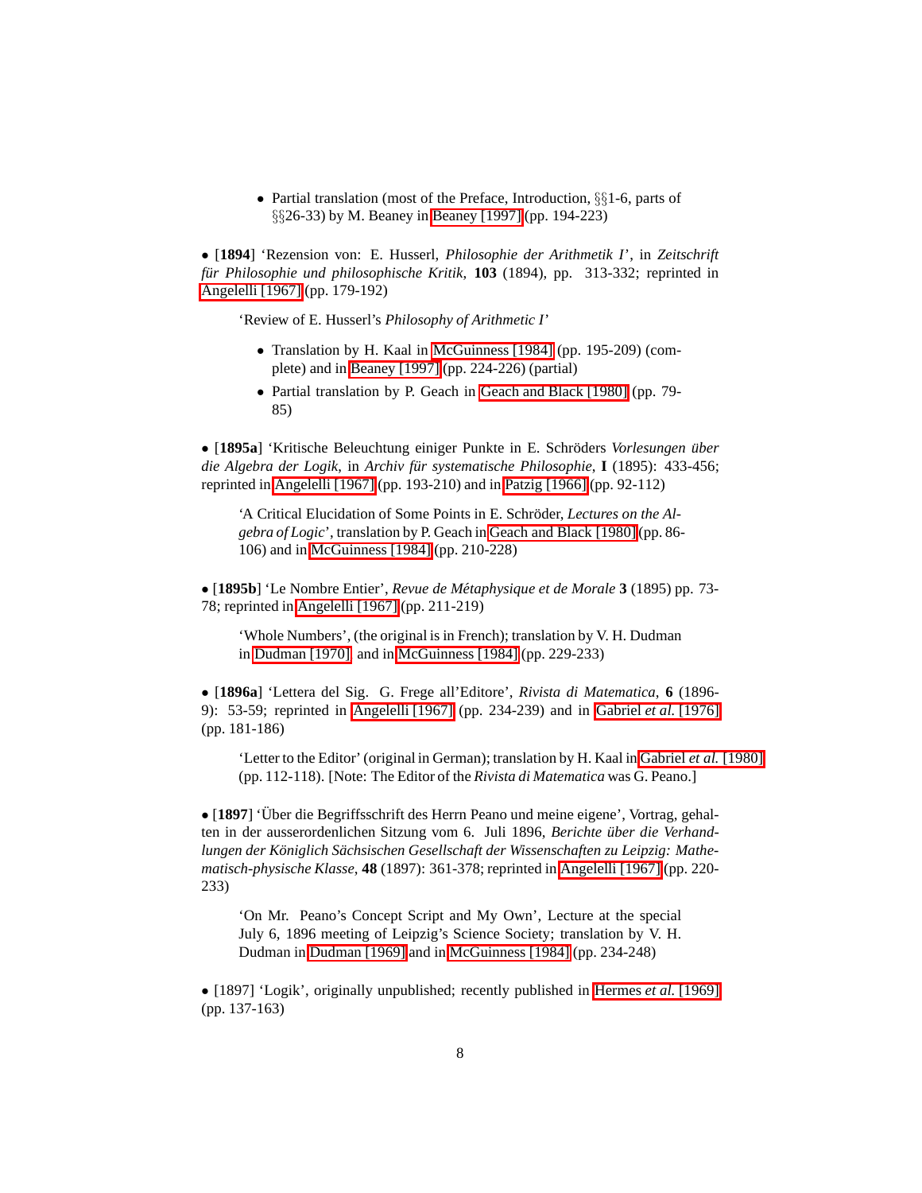- Partial translation (most of the Preface, Introduction, §§1-6, parts of §§26-33) by M. Beaney in Beaney [1997] (pp. 194-223)

• [**1894**] 'Rezension von: E. Husserl, *Philosophie der Arithmetik I*', in *Zeitschrift für Philosophie und philosophische Kritik*, **103** (1894), pp. 313-332; reprinted in Angelelli [1967] (pp. 179-192)

> 'Review of E. Husserl's *Philosophy of Arithmetic I*'
>
> - Translation by H. Kaal in McGuinness [1984] (pp. 195-209) (complete) and in Beaney [1997] (pp. 224-226) (partial)
> - Partial translation by P. Geach in Geach and Black [1980] (pp. 79-85)

• [**1895a**] 'Kritische Beleuchtung einiger Punkte in E. Schröders *Vorlesungen über die Algebra der Logik*, in *Archiv für systematische Philosophie*, **I** (1895): 433-456; reprinted in Angelelli [1967] (pp. 193-210) and in Patzig [1966] (pp. 92-112)

> 'A Critical Elucidation of Some Points in E. Schröder, *Lectures on the Algebra of Logic*', translation by P. Geach in Geach and Black [1980] (pp. 86-106) and in McGuinness [1984] (pp. 210-228)

• [**1895b**] 'Le Nombre Entier', *Revue de Métaphysique et de Morale* **3** (1895) pp. 73-78; reprinted in Angelelli [1967] (pp. 211-219)

> 'Whole Numbers', (the original is in French); translation by V. H. Dudman in Dudman [1970] and in McGuinness [1984] (pp. 229-233)

• [**1896a**] 'Lettera del Sig. G. Frege all'Editore', *Rivista di Matematica*, **6** (1896-9): 53-59; reprinted in Angelelli [1967] (pp. 234-239) and in Gabriel *et al.* [1976] (pp. 181-186)

> 'Letter to the Editor' (original in German); translation by H. Kaal in Gabriel *et al.* [1980] (pp. 112-118). [Note: The Editor of the *Rivista di Matematica* was G. Peano.]

• [**1897**] 'Über die Begriffsschrift des Herrn Peano und meine eigene', Vortrag, gehalten in der ausserordenlichen Sitzung vom 6. Juli 1896, *Berichte über die Verhandlungen der Königlich Sächsischen Gesellschaft der Wissenschaften zu Leipzig: Mathematisch-physische Klasse*, **48** (1897): 361-378; reprinted in Angelelli [1967] (pp. 220-233)

> 'On Mr. Peano's Concept Script and My Own', Lecture at the special July 6, 1896 meeting of Leipzig's Science Society; translation by V. H. Dudman in Dudman [1969] and in McGuinness [1984] (pp. 234-248)

• [1897] 'Logik', originally unpublished; recently published in Hermes *et al.* [1969] (pp. 137-163)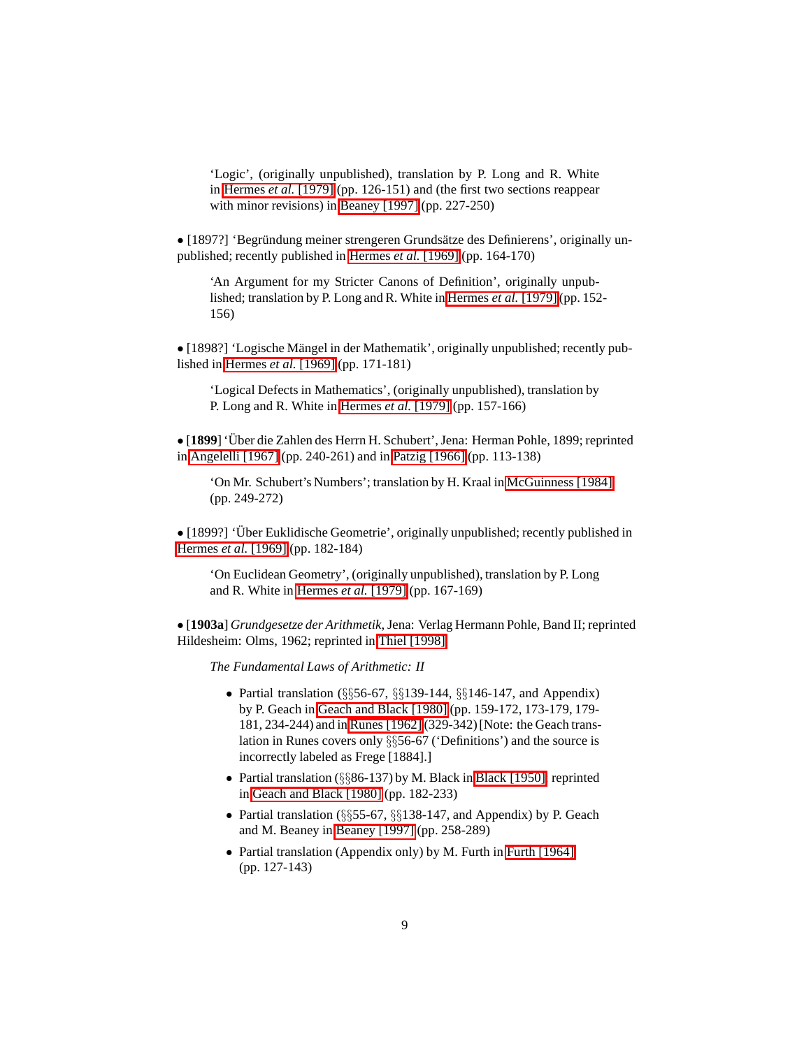'Logic', (originally unpublished), translation by P. Long and R. White in Hermes *et al.* [1979] (pp. 126-151) and (the first two sections reappear with minor revisions) in Beaney [1997] (pp. 227-250)

• [1897?] 'Begründung meiner strengeren Grundsätze des Definierens', originally unpublished; recently published in Hermes *et al.* [1969] (pp. 164-170)

> 'An Argument for my Stricter Canons of Definition', originally unpublished; translation by P. Long and R. White in Hermes *et al.* [1979] (pp. 152-156)

• [1898?] 'Logische Mängel in der Mathematik', originally unpublished; recently published in Hermes *et al.* [1969] (pp. 171-181)

> 'Logical Defects in Mathematics', (originally unpublished), translation by P. Long and R. White in Hermes *et al.* [1979] (pp. 157-166)

• [**1899**] 'Über die Zahlen des Herrn H. Schubert', Jena: Herman Pohle, 1899; reprinted in Angelelli [1967] (pp. 240-261) and in Patzig [1966] (pp. 113-138)

> 'On Mr. Schubert's Numbers'; translation by H. Kraal in McGuinness [1984] (pp. 249-272)

• [1899?] 'Über Euklidische Geometrie', originally unpublished; recently published in Hermes *et al.* [1969] (pp. 182-184)

> 'On Euclidean Geometry', (originally unpublished), translation by P. Long and R. White in Hermes *et al.* [1979] (pp. 167-169)

• [**1903a**] *Grundgesetze der Arithmetik*, Jena: Verlag Hermann Pohle, Band II; reprinted Hildesheim: Olms, 1962; reprinted in Thiel [1998]

> *The Fundamental Laws of Arithmetic: II*
>
> - Partial translation (§§56-67, §§139-144, §§146-147, and Appendix) by P. Geach in Geach and Black [1980] (pp. 159-172, 173-179, 179-181, 234-244) and in Runes [1962] (329-342) [Note: the Geach translation in Runes covers only §§56-67 ('Definitions') and the source is incorrectly labeled as Frege [1884].]
> - Partial translation (§§86-137) by M. Black in Black [1950], reprinted in Geach and Black [1980] (pp. 182-233)
> - Partial translation (§§55-67, §§138-147, and Appendix) by P. Geach and M. Beaney in Beaney [1997] (pp. 258-289)
> - Partial translation (Appendix only) by M. Furth in Furth [1964] (pp. 127-143)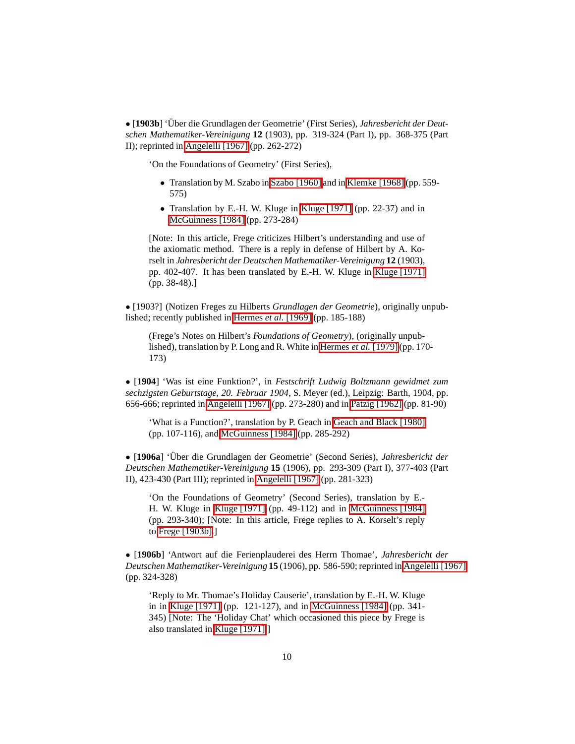• [**1903b**] 'Über die Grundlagen der Geometrie' (First Series), *Jahresbericht der Deutschen Mathematiker-Vereinigung* **12** (1903), pp. 319-324 (Part I), pp. 368-375 (Part II); reprinted in Angelelli [1967] (pp. 262-272)

> 'On the Foundations of Geometry' (First Series),
>
> - Translation by M. Szabo in Szabo [1960] and in Klemke [1968] (pp. 559-575)
> - Translation by E.-H. W. Kluge in Kluge [1971] (pp. 22-37) and in McGuinness [1984] (pp. 273-284)
>
> [Note: In this article, Frege criticizes Hilbert's understanding and use of the axiomatic method. There is a reply in defense of Hilbert by A. Korselt in *Jahresbericht der Deutschen Mathematiker-Vereinigung* **12** (1903), pp. 402-407. It has been translated by E.-H. W. Kluge in Kluge [1971] (pp. 38-48).]

• [1903?] (Notizen Freges zu Hilberts *Grundlagen der Geometrie*), originally unpublished; recently published in Hermes *et al.* [1969] (pp. 185-188)

> (Frege's Notes on Hilbert's *Foundations of Geometry*), (originally unpublished), translation by P. Long and R. White in Hermes *et al.* [1979] (pp. 170-173)

• [**1904**] 'Was ist eine Funktion?', in *Festschrift Ludwig Boltzmann gewidmet zum sechzigsten Geburtstage, 20. Februar 1904*, S. Meyer (ed.), Leipzig: Barth, 1904, pp. 656-666; reprinted in Angelelli [1967] (pp. 273-280) and in Patzig [1962] (pp. 81-90)

> 'What is a Function?', translation by P. Geach in Geach and Black [1980] (pp. 107-116), and McGuinness [1984] (pp. 285-292)

• [**1906a**] 'Über die Grundlagen der Geometrie' (Second Series), *Jahresbericht der Deutschen Mathematiker-Vereinigung* **15** (1906), pp. 293-309 (Part I), 377-403 (Part II), 423-430 (Part III); reprinted in Angelelli [1967] (pp. 281-323)

> 'On the Foundations of Geometry' (Second Series), translation by E.-H. W. Kluge in Kluge [1971] (pp. 49-112) and in McGuinness [1984] (pp. 293-340); [Note: In this article, Frege replies to A. Korselt's reply to Frege [1903b].]

• [**1906b**] 'Antwort auf die Ferienplauderei des Herrn Thomae', *Jahresbericht der Deutschen Mathematiker-Vereinigung* **15** (1906), pp. 586-590; reprinted in Angelelli [1967] (pp. 324-328)

> 'Reply to Mr. Thomae's Holiday Causerie', translation by E.-H. W. Kluge in in Kluge [1971] (pp. 121-127), and in McGuinness [1984] (pp. 341-345) [Note: The 'Holiday Chat' which occasioned this piece by Frege is also translated in Kluge [1971].]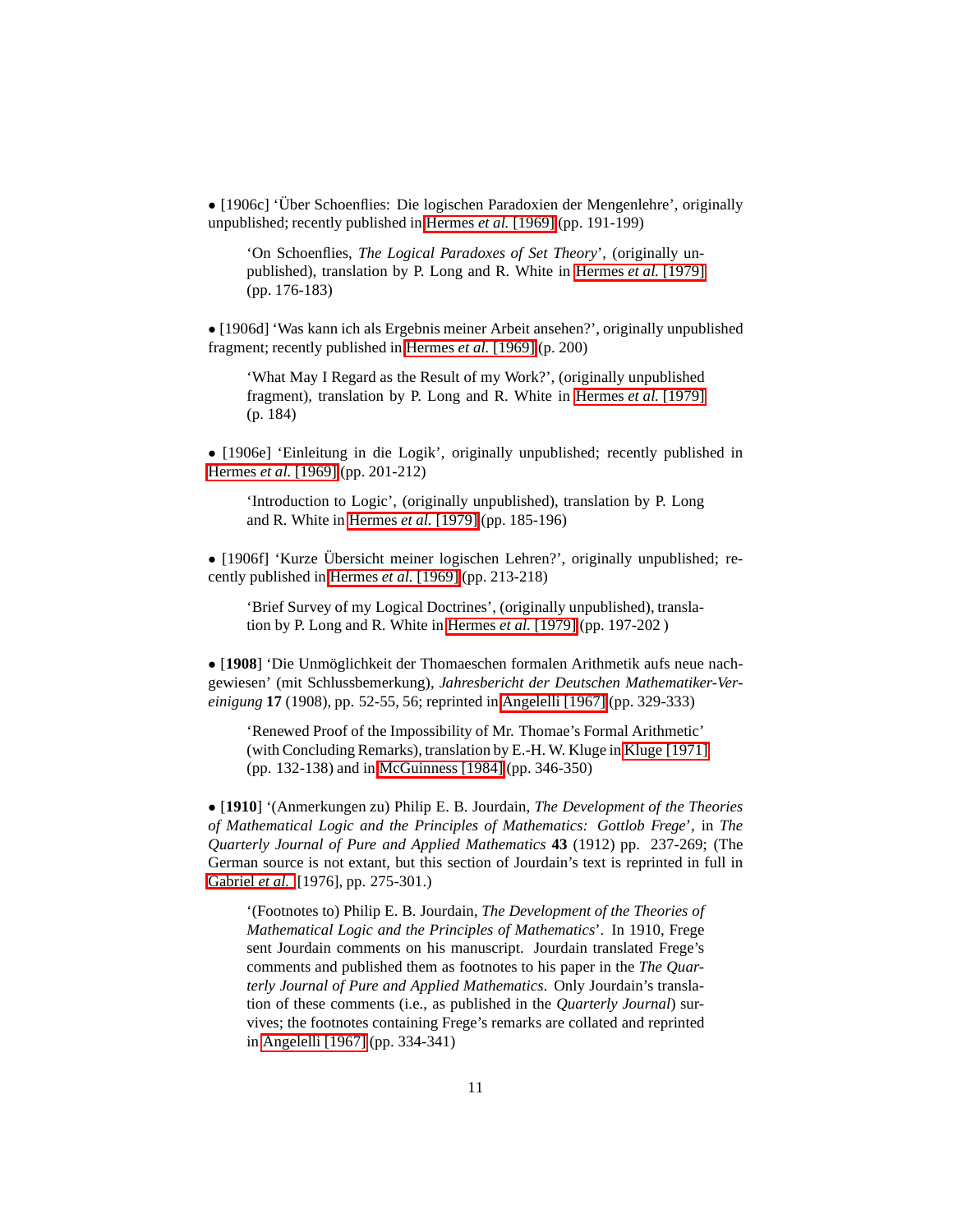• [1906c] 'Über Schoenflies: Die logischen Paradoxien der Mengenlehre', originally unpublished; recently published in Hermes *et al.* [1969] (pp. 191-199)

> 'On Schoenflies, *The Logical Paradoxes of Set Theory*', (originally unpublished), translation by P. Long and R. White in Hermes *et al.* [1979] (pp. 176-183)

• [1906d] 'Was kann ich als Ergebnis meiner Arbeit ansehen?', originally unpublished fragment; recently published in Hermes *et al.* [1969] (p. 200)

> 'What May I Regard as the Result of my Work?', (originally unpublished fragment), translation by P. Long and R. White in Hermes *et al.* [1979] (p. 184)

• [1906e] 'Einleitung in die Logik', originally unpublished; recently published in Hermes *et al.* [1969] (pp. 201-212)

> 'Introduction to Logic', (originally unpublished), translation by P. Long and R. White in Hermes *et al.* [1979] (pp. 185-196)

• [1906f] 'Kurze Übersicht meiner logischen Lehren?', originally unpublished; recently published in Hermes *et al.* [1969] (pp. 213-218)

> 'Brief Survey of my Logical Doctrines', (originally unpublished), translation by P. Long and R. White in Hermes *et al.* [1979] (pp. 197-202 )

• [**1908**] 'Die Unmöglichkeit der Thomaeschen formalen Arithmetik aufs neue nachgewiesen' (mit Schlussbemerkung), *Jahresbericht der Deutschen Mathematiker-Vereinigung* **17** (1908), pp. 52-55, 56; reprinted in Angelelli [1967] (pp. 329-333)

> 'Renewed Proof of the Impossibility of Mr. Thomae's Formal Arithmetic' (with Concluding Remarks), translation by E.-H. W. Kluge in Kluge [1971] (pp. 132-138) and in McGuinness [1984] (pp. 346-350)

• [**1910**] '(Anmerkungen zu) Philip E. B. Jourdain, *The Development of the Theories of Mathematical Logic and the Principles of Mathematics: Gottlob Frege*', in *The Quarterly Journal of Pure and Applied Mathematics* **43** (1912) pp. 237-269; (The German source is not extant, but this section of Jourdain's text is reprinted in full in Gabriel *et al.* [1976], pp. 275-301.)

> '(Footnotes to) Philip E. B. Jourdain, *The Development of the Theories of Mathematical Logic and the Principles of Mathematics*'. In 1910, Frege sent Jourdain comments on his manuscript. Jourdain translated Frege's comments and published them as footnotes to his paper in the *The Quarterly Journal of Pure and Applied Mathematics*. Only Jourdain's translation of these comments (i.e., as published in the *Quarterly Journal*) survives; the footnotes containing Frege's remarks are collated and reprinted in Angelelli [1967] (pp. 334-341)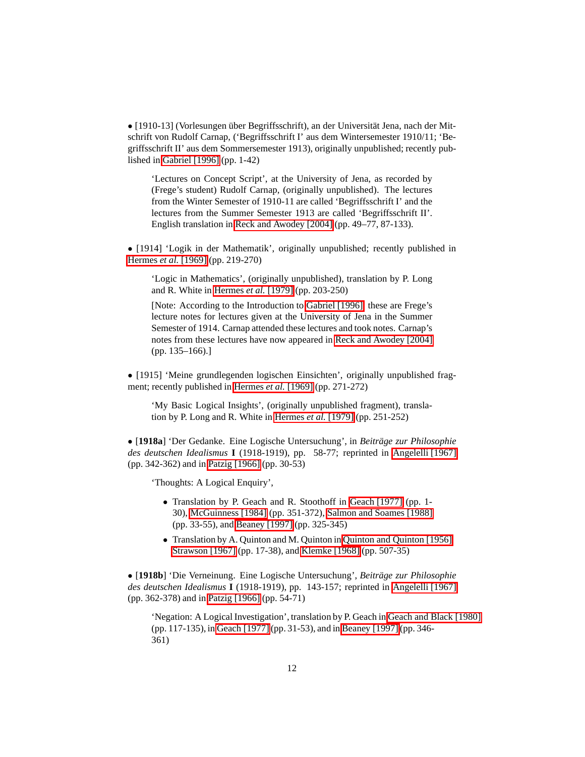• [1910-13] (Vorlesungen über Begriffsschrift), an der Universität Jena, nach der Mitschrift von Rudolf Carnap, ('Begriffsschrift I' aus dem Wintersemester 1910/11; 'Begriffsschrift II' aus dem Sommersemester 1913), originally unpublished; recently published in Gabriel [1996] (pp. 1-42)

> 'Lectures on Concept Script', at the University of Jena, as recorded by (Frege's student) Rudolf Carnap, (originally unpublished). The lectures from the Winter Semester of 1910-11 are called 'Begriffsschrift I' and the lectures from the Summer Semester 1913 are called 'Begriffsschrift II'. English translation in Reck and Awodey [2004] (pp. 49–77, 87-133).

• [1914] 'Logik in der Mathematik', originally unpublished; recently published in Hermes *et al.* [1969] (pp. 219-270)

> 'Logic in Mathematics', (originally unpublished), translation by P. Long and R. White in Hermes *et al.* [1979] (pp. 203-250)
>
> [Note: According to the Introduction to Gabriel [1996], these are Frege's lecture notes for lectures given at the University of Jena in the Summer Semester of 1914. Carnap attended these lectures and took notes. Carnap's notes from these lectures have now appeared in Reck and Awodey [2004] (pp. 135–166).]

• [1915] 'Meine grundlegenden logischen Einsichten', originally unpublished fragment; recently published in Hermes *et al.* [1969] (pp. 271-272)

> 'My Basic Logical Insights', (originally unpublished fragment), translation by P. Long and R. White in Hermes *et al.* [1979] (pp. 251-252)

• [**1918a**] 'Der Gedanke. Eine Logische Untersuchung', in *Beiträge zur Philosophie des deutschen Idealismus* **I** (1918-1919), pp. 58-77; reprinted in Angelelli [1967] (pp. 342-362) and in Patzig [1966] (pp. 30-53)

> 'Thoughts: A Logical Enquiry',
>
> - Translation by P. Geach and R. Stoothoff in Geach [1977] (pp. 1-30), McGuinness [1984] (pp. 351-372), Salmon and Soames [1988] (pp. 33-55), and Beaney [1997] (pp. 325-345)
> - Translation by A. Quinton and M. Quinton in Quinton and Quinton [1956], Strawson [1967] (pp. 17-38), and Klemke [1968] (pp. 507-35)

• [**1918b**] 'Die Verneinung. Eine Logische Untersuchung', *Beiträge zur Philosophie des deutschen Idealismus* **I** (1918-1919), pp. 143-157; reprinted in Angelelli [1967] (pp. 362-378) and in Patzig [1966] (pp. 54-71)

> 'Negation: A Logical Investigation', translation by P. Geach in Geach and Black [1980] (pp. 117-135), in Geach [1977] (pp. 31-53), and in Beaney [1997] (pp. 346-361)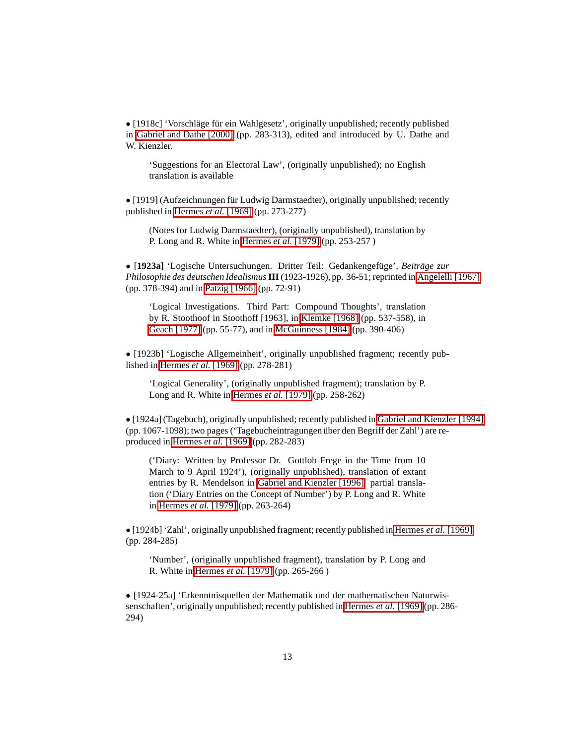• [1918c] 'Vorschläge für ein Wahlgesetz', originally unpublished; recently published in Gabriel and Dathe [2000] (pp. 283-313), edited and introduced by U. Dathe and W. Kienzler.

> 'Suggestions for an Electoral Law', (originally unpublished); no English translation is available

• [1919] (Aufzeichnungen für Ludwig Darmstaedter), originally unpublished; recently published in Hermes *et al.* [1969] (pp. 273-277)

> (Notes for Ludwig Darmstaedter), (originally unpublished), translation by P. Long and R. White in Hermes *et al.* [1979] (pp. 253-257 )

• **[1923a]** 'Logische Untersuchungen. Dritter Teil: Gedankengefüge', *Beiträge zur Philosophie des deutschen Idealismus* **III** (1923-1926), pp. 36-51; reprinted in Angelelli [1967] (pp. 378-394) and in Patzig [1966] (pp. 72-91)

> 'Logical Investigations. Third Part: Compound Thoughts', translation by R. Stoothoof in Stoothoff [1963], in Klemke [1968] (pp. 537-558), in Geach [1977] (pp. 55-77), and in McGuinness [1984] (pp. 390-406)

• [1923b] 'Logische Allgemeinheit', originally unpublished fragment; recently published in Hermes *et al.* [1969] (pp. 278-281)

> 'Logical Generality', (originally unpublished fragment); translation by P. Long and R. White in Hermes *et al.* [1979] (pp. 258-262)

• [1924a] (Tagebuch), originally unpublished; recently published in Gabriel and Kienzler [1994] (pp. 1067-1098); two pages ('Tagebucheintragungen über den Begriff der Zahl') are reproduced in Hermes *et al.* [1969] (pp. 282-283)

> ('Diary: Written by Professor Dr. Gottlob Frege in the Time from 10 March to 9 April 1924'), (originally unpublished), translation of extant entries by R. Mendelson in Gabriel and Kienzler [1996]; partial translation ('Diary Entries on the Concept of Number') by P. Long and R. White in Hermes *et al.* [1979] (pp. 263-264)

• [1924b] 'Zahl', originally unpublished fragment; recently published in Hermes *et al.* [1969] (pp. 284-285)

> 'Number', (originally unpublished fragment), translation by P. Long and R. White in Hermes *et al.* [1979] (pp. 265-266 )

• [1924-25a] 'Erkenntnisquellen der Mathematik und der mathematischen Naturwissenschaften', originally unpublished; recently published in Hermes *et al.* [1969] (pp. 286-294)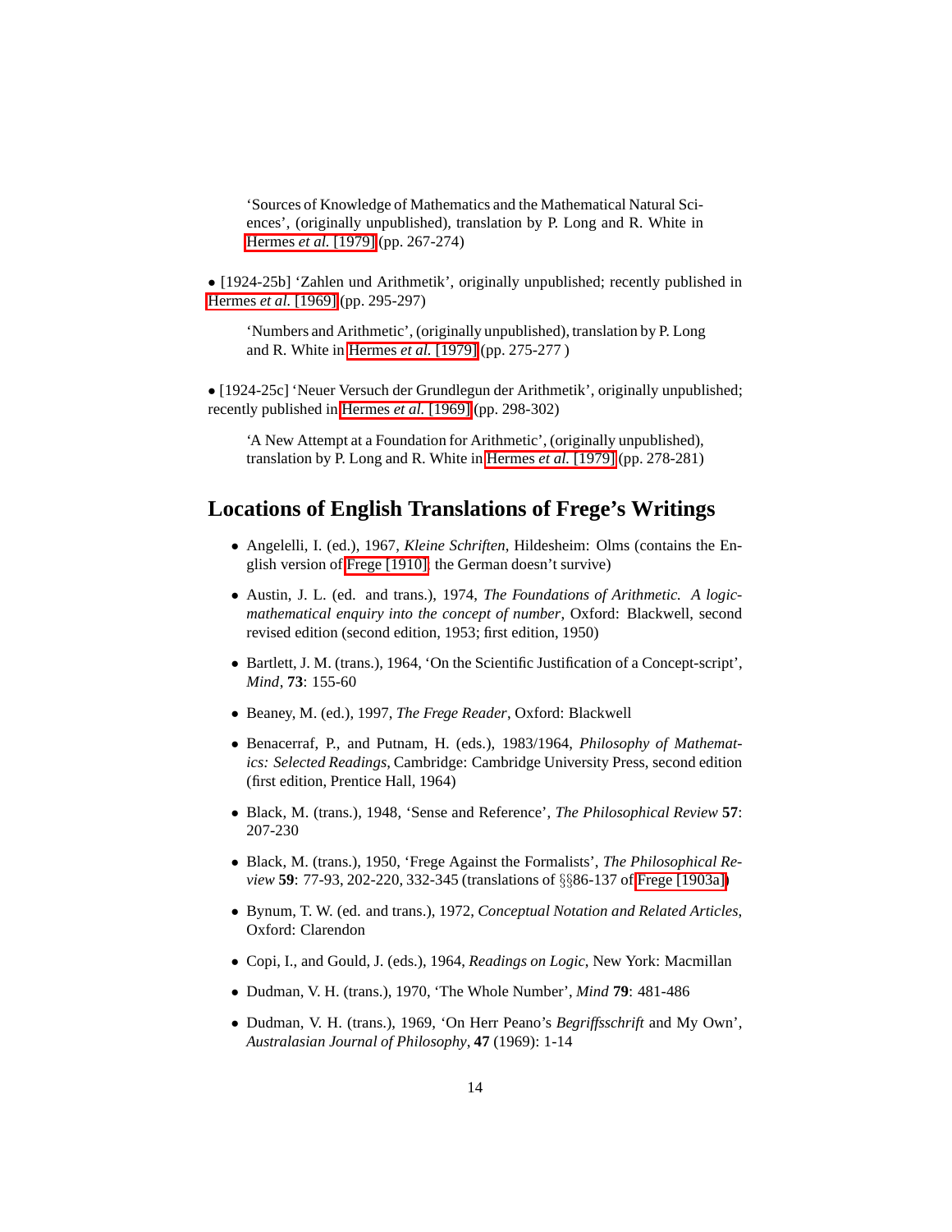'Sources of Knowledge of Mathematics and the Mathematical Natural Sciences', (originally unpublished), translation by P. Long and R. White in Hermes *et al.* [1979] (pp. 267-274)

• [1924-25b] 'Zahlen und Arithmetik', originally unpublished; recently published in Hermes *et al.* [1969] (pp. 295-297)

'Numbers and Arithmetic', (originally unpublished), translation by P. Long and R. White in Hermes *et al.* [1979] (pp. 275-277 )

• [1924-25c] 'Neuer Versuch der Grundlegun der Arithmetik', originally unpublished; recently published in Hermes *et al.* [1969] (pp. 298-302)

'A New Attempt at a Foundation for Arithmetic', (originally unpublished), translation by P. Long and R. White in Hermes *et al.* [1979] (pp. 278-281)

## Locations of English Translations of Frege's Writings

- Angelelli, I. (ed.), 1967, *Kleine Schriften*, Hildesheim: Olms (contains the English version of Frege [1910]; the German doesn't survive)
- Austin, J. L. (ed. and trans.), 1974, *The Foundations of Arithmetic. A logic-mathematical enquiry into the concept of number*, Oxford: Blackwell, second revised edition (second edition, 1953; first edition, 1950)
- Bartlett, J. M. (trans.), 1964, 'On the Scientific Justification of a Concept-script', *Mind*, **73**: 155-60
- Beaney, M. (ed.), 1997, *The Frege Reader*, Oxford: Blackwell
- Benacerraf, P., and Putnam, H. (eds.), 1983/1964, *Philosophy of Mathematics: Selected Readings*, Cambridge: Cambridge University Press, second edition (first edition, Prentice Hall, 1964)
- Black, M. (trans.), 1948, 'Sense and Reference', *The Philosophical Review* **57**: 207-230
- Black, M. (trans.), 1950, 'Frege Against the Formalists', *The Philosophical Review* **59**: 77-93, 202-220, 332-345 (translations of §§86-137 of Frege [1903a])
- Bynum, T. W. (ed. and trans.), 1972, *Conceptual Notation and Related Articles*, Oxford: Clarendon
- Copi, I., and Gould, J. (eds.), 1964, *Readings on Logic*, New York: Macmillan
- Dudman, V. H. (trans.), 1970, 'The Whole Number', *Mind* **79**: 481-486
- Dudman, V. H. (trans.), 1969, 'On Herr Peano's *Begriffsschrift* and My Own', *Australasian Journal of Philosophy*, **47** (1969): 1-14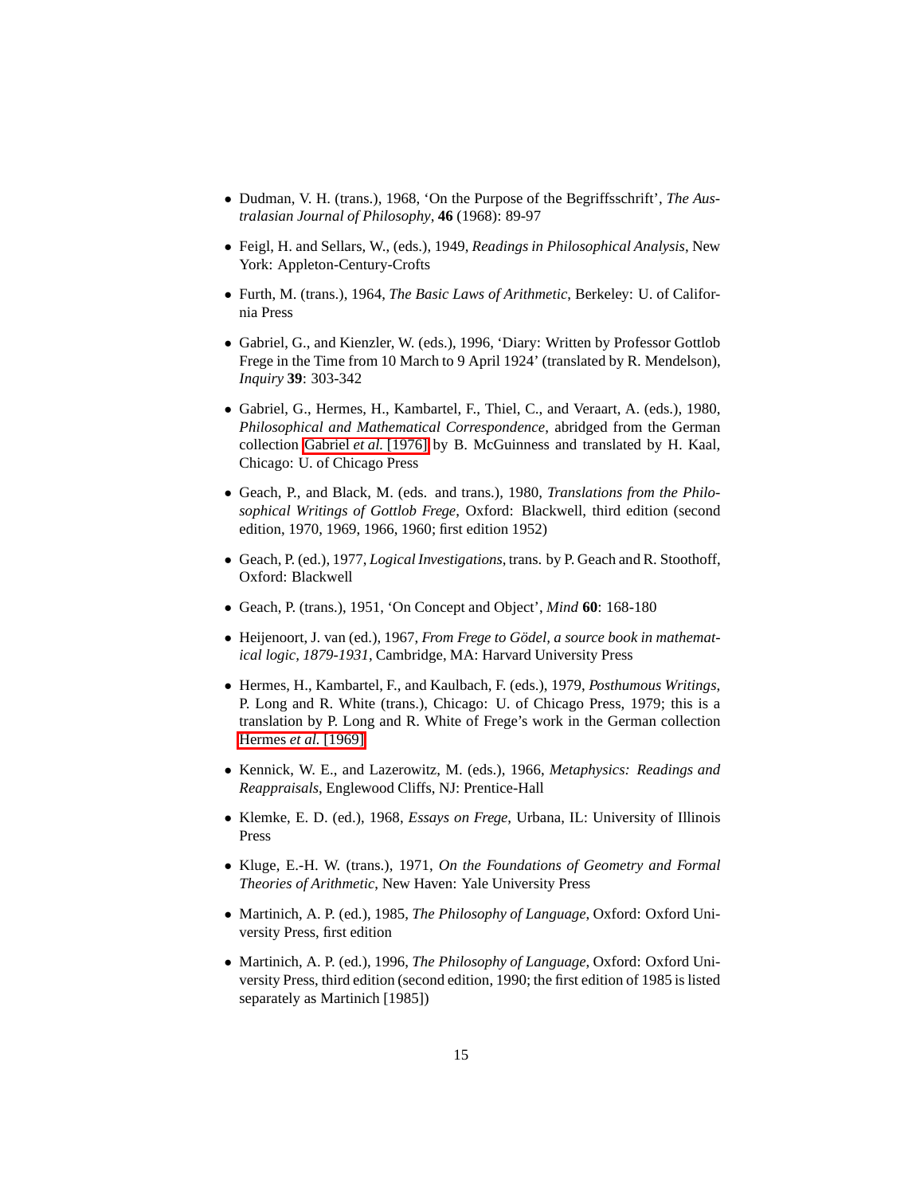- Dudman, V. H. (trans.), 1968, 'On the Purpose of the Begriffsschrift', *The Australasian Journal of Philosophy*, **46** (1968): 89-97

- Feigl, H. and Sellars, W., (eds.), 1949, *Readings in Philosophical Analysis*, New York: Appleton-Century-Crofts

- Furth, M. (trans.), 1964, *The Basic Laws of Arithmetic*, Berkeley: U. of California Press

- Gabriel, G., and Kienzler, W. (eds.), 1996, 'Diary: Written by Professor Gottlob Frege in the Time from 10 March to 9 April 1924' (translated by R. Mendelson), *Inquiry* **39**: 303-342

- Gabriel, G., Hermes, H., Kambartel, F., Thiel, C., and Veraart, A. (eds.), 1980, *Philosophical and Mathematical Correspondence*, abridged from the German collection Gabriel *et al.* [1976] by B. McGuinness and translated by H. Kaal, Chicago: U. of Chicago Press

- Geach, P., and Black, M. (eds. and trans.), 1980, *Translations from the Philosophical Writings of Gottlob Frege*, Oxford: Blackwell, third edition (second edition, 1970, 1969, 1966, 1960; first edition 1952)

- Geach, P. (ed.), 1977, *Logical Investigations*, trans. by P. Geach and R. Stoothoff, Oxford: Blackwell

- Geach, P. (trans.), 1951, 'On Concept and Object', *Mind* **60**: 168-180

- Heijenoort, J. van (ed.), 1967, *From Frege to Gödel, a source book in mathematical logic, 1879-1931*, Cambridge, MA: Harvard University Press

- Hermes, H., Kambartel, F., and Kaulbach, F. (eds.), 1979, *Posthumous Writings*, P. Long and R. White (trans.), Chicago: U. of Chicago Press, 1979; this is a translation by P. Long and R. White of Frege's work in the German collection Hermes *et al.* [1969]

- Kennick, W. E., and Lazerowitz, M. (eds.), 1966, *Metaphysics: Readings and Reappraisals*, Englewood Cliffs, NJ: Prentice-Hall

- Klemke, E. D. (ed.), 1968, *Essays on Frege*, Urbana, IL: University of Illinois Press

- Kluge, E.-H. W. (trans.), 1971, *On the Foundations of Geometry and Formal Theories of Arithmetic*, New Haven: Yale University Press

- Martinich, A. P. (ed.), 1985, *The Philosophy of Language*, Oxford: Oxford University Press, first edition

- Martinich, A. P. (ed.), 1996, *The Philosophy of Language*, Oxford: Oxford University Press, third edition (second edition, 1990; the first edition of 1985 is listed separately as Martinich [1985])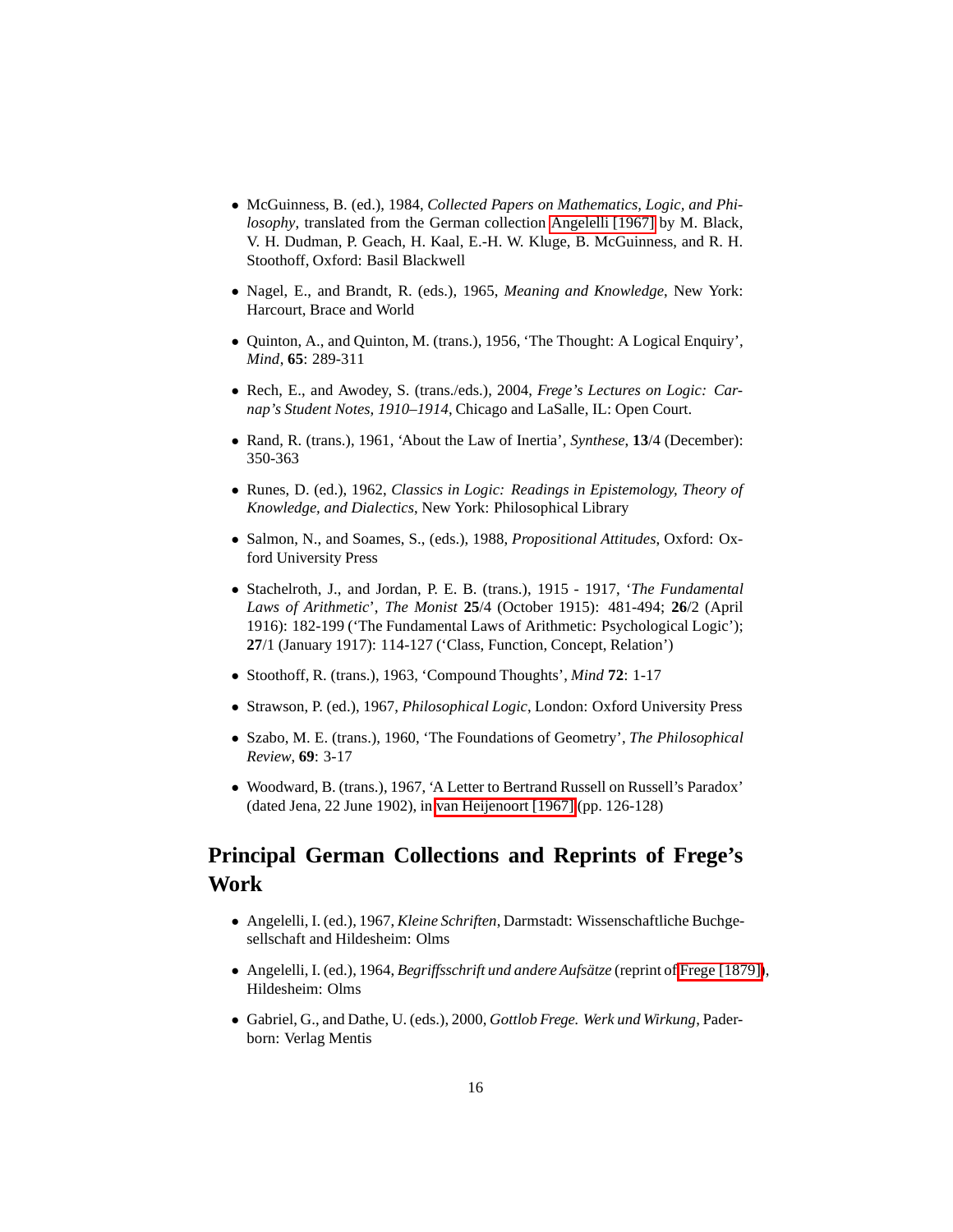- McGuinness, B. (ed.), 1984, *Collected Papers on Mathematics, Logic, and Philosophy*, translated from the German collection Angelelli [1967] by M. Black, V. H. Dudman, P. Geach, H. Kaal, E.-H. W. Kluge, B. McGuinness, and R. H. Stoothoff, Oxford: Basil Blackwell

- Nagel, E., and Brandt, R. (eds.), 1965, *Meaning and Knowledge*, New York: Harcourt, Brace and World

- Quinton, A., and Quinton, M. (trans.), 1956, 'The Thought: A Logical Enquiry', *Mind*, **65**: 289-311

- Rech, E., and Awodey, S. (trans./eds.), 2004, *Frege's Lectures on Logic: Carnap's Student Notes, 1910–1914*, Chicago and LaSalle, IL: Open Court.

- Rand, R. (trans.), 1961, 'About the Law of Inertia', *Synthese*, **13**/4 (December): 350-363

- Runes, D. (ed.), 1962, *Classics in Logic: Readings in Epistemology, Theory of Knowledge, and Dialectics*, New York: Philosophical Library

- Salmon, N., and Soames, S., (eds.), 1988, *Propositional Attitudes*, Oxford: Oxford University Press

- Stachelroth, J., and Jordan, P. E. B. (trans.), 1915 - 1917, '*The Fundamental Laws of Arithmetic*', *The Monist* **25**/4 (October 1915): 481-494; **26**/2 (April 1916): 182-199 ('The Fundamental Laws of Arithmetic: Psychological Logic'); **27**/1 (January 1917): 114-127 ('Class, Function, Concept, Relation')

- Stoothoff, R. (trans.), 1963, 'Compound Thoughts', *Mind* **72**: 1-17

- Strawson, P. (ed.), 1967, *Philosophical Logic*, London: Oxford University Press

- Szabo, M. E. (trans.), 1960, 'The Foundations of Geometry', *The Philosophical Review*, **69**: 3-17

- Woodward, B. (trans.), 1967, 'A Letter to Bertrand Russell on Russell's Paradox' (dated Jena, 22 June 1902), in van Heijenoort [1967] (pp. 126-128)

## Principal German Collections and Reprints of Frege's Work

- Angelelli, I. (ed.), 1967, *Kleine Schriften*, Darmstadt: Wissenschaftliche Buchgesellschaft and Hildesheim: Olms

- Angelelli, I. (ed.), 1964, *Begriffsschrift und andere Aufsätze* (reprint of Frege [1879]), Hildesheim: Olms

- Gabriel, G., and Dathe, U. (eds.), 2000, *Gottlob Frege. Werk und Wirkung*, Paderborn: Verlag Mentis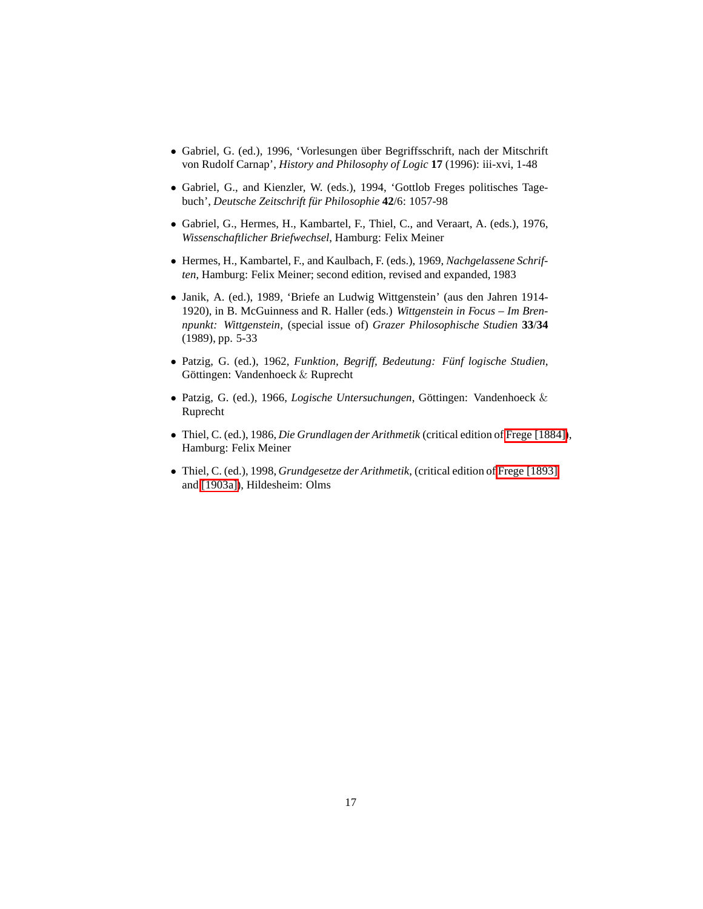- Gabriel, G. (ed.), 1996, 'Vorlesungen über Begriffsschrift, nach der Mitschrift von Rudolf Carnap', *History and Philosophy of Logic* **17** (1996): iii-xvi, 1-48

- Gabriel, G., and Kienzler, W. (eds.), 1994, 'Gottlob Freges politisches Tagebuch', *Deutsche Zeitschrift für Philosophie* **42**/6: 1057-98

- Gabriel, G., Hermes, H., Kambartel, F., Thiel, C., and Veraart, A. (eds.), 1976, *Wissenschaftlicher Briefwechsel*, Hamburg: Felix Meiner

- Hermes, H., Kambartel, F., and Kaulbach, F. (eds.), 1969, *Nachgelassene Schriften*, Hamburg: Felix Meiner; second edition, revised and expanded, 1983

- Janik, A. (ed.), 1989, 'Briefe an Ludwig Wittgenstein' (aus den Jahren 1914-1920), in B. McGuinness and R. Haller (eds.) *Wittgenstein in Focus – Im Brennpunkt: Wittgenstein*, (special issue of) *Grazer Philosophische Studien* **33**/**34** (1989), pp. 5-33

- Patzig, G. (ed.), 1962, *Funktion, Begriff, Bedeutung: Fünf logische Studien*, Göttingen: Vandenhoeck & Ruprecht

- Patzig, G. (ed.), 1966, *Logische Untersuchungen*, Göttingen: Vandenhoeck & Ruprecht

- Thiel, C. (ed.), 1986, *Die Grundlagen der Arithmetik* (critical edition of Frege [1884]), Hamburg: Felix Meiner

- Thiel, C. (ed.), 1998, *Grundgesetze der Arithmetik*, (critical edition of Frege [1893] and [1903a]), Hildesheim: Olms